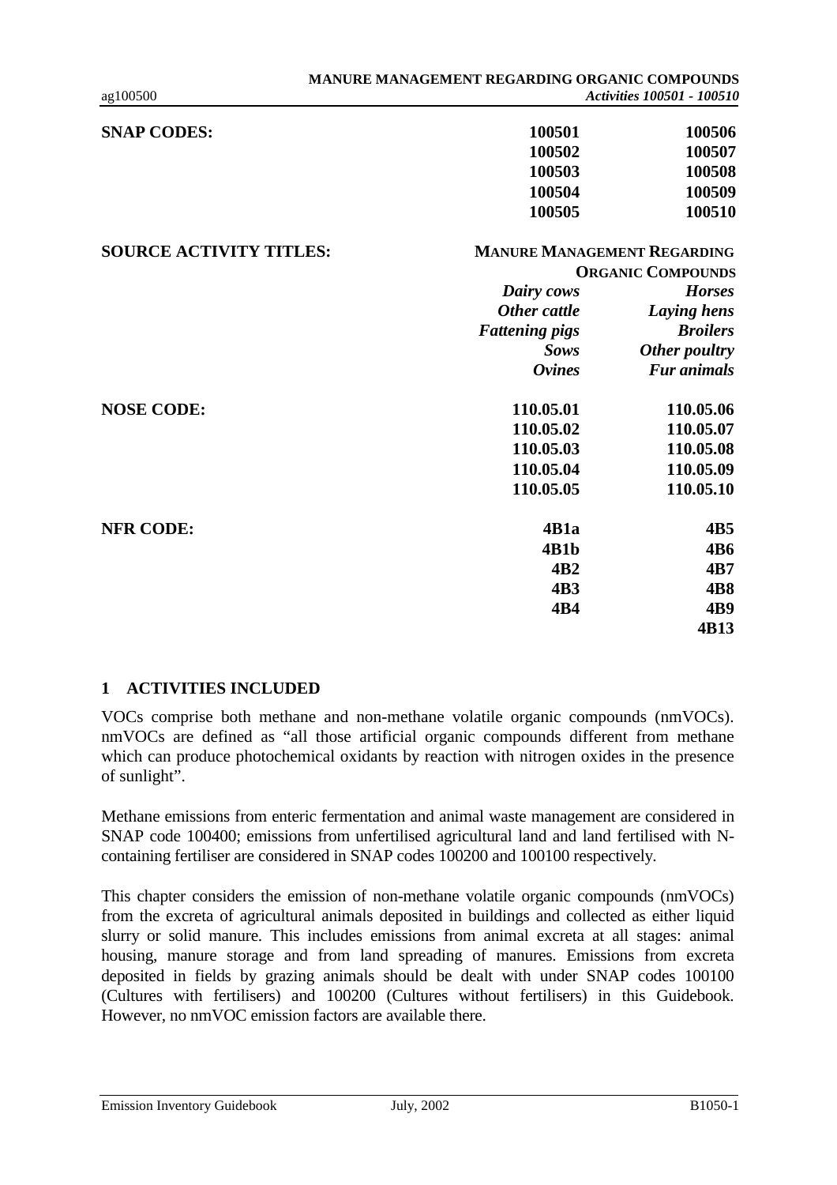| | | |
|---|---|---|
| **SNAP CODES:** | **100501** | **100506** |
| | **100502** | **100507** |
| | **100503** | **100508** |
| | **100504** | **100509** |
| | **100505** | **100510** |
| **SOURCE ACTIVITY TITLES:** | **MANURE MANAGEMENT REGARDING ORGANIC COMPOUNDS** | |
| | ***Dairy cows*** | ***Horses*** |
| | ***Other cattle*** | ***Laying hens*** |
| | ***Fattening pigs*** | ***Broilers*** |
| | ***Sows*** | ***Other poultry*** |
| | ***Ovines*** | ***Fur animals*** |
| **NOSE CODE:** | **110.05.01** | **110.05.06** |
| | **110.05.02** | **110.05.07** |
| | **110.05.03** | **110.05.08** |
| | **110.05.04** | **110.05.09** |
| | **110.05.05** | **110.05.10** |
| **NFR CODE:** | **4B1a** | **4B5** |
| | **4B1b** | **4B6** |
| | **4B2** | **4B7** |
| | **4B3** | **4B8** |
| | **4B4** | **4B9** |
| | | **4B13** |

## 1 ACTIVITIES INCLUDED

VOCs comprise both methane and non-methane volatile organic compounds (nmVOCs). nmVOCs are defined as "all those artificial organic compounds different from methane which can produce photochemical oxidants by reaction with nitrogen oxides in the presence of sunlight".

Methane emissions from enteric fermentation and animal waste management are considered in SNAP code 100400; emissions from unfertilised agricultural land and land fertilised with N-containing fertiliser are considered in SNAP codes 100200 and 100100 respectively.

This chapter considers the emission of non-methane volatile organic compounds (nmVOCs) from the excreta of agricultural animals deposited in buildings and collected as either liquid slurry or solid manure. This includes emissions from animal excreta at all stages: animal housing, manure storage and from land spreading of manures. Emissions from excreta deposited in fields by grazing animals should be dealt with under SNAP codes 100100 (Cultures with fertilisers) and 100200 (Cultures without fertilisers) in this Guidebook. However, no nmVOC emission factors are available there.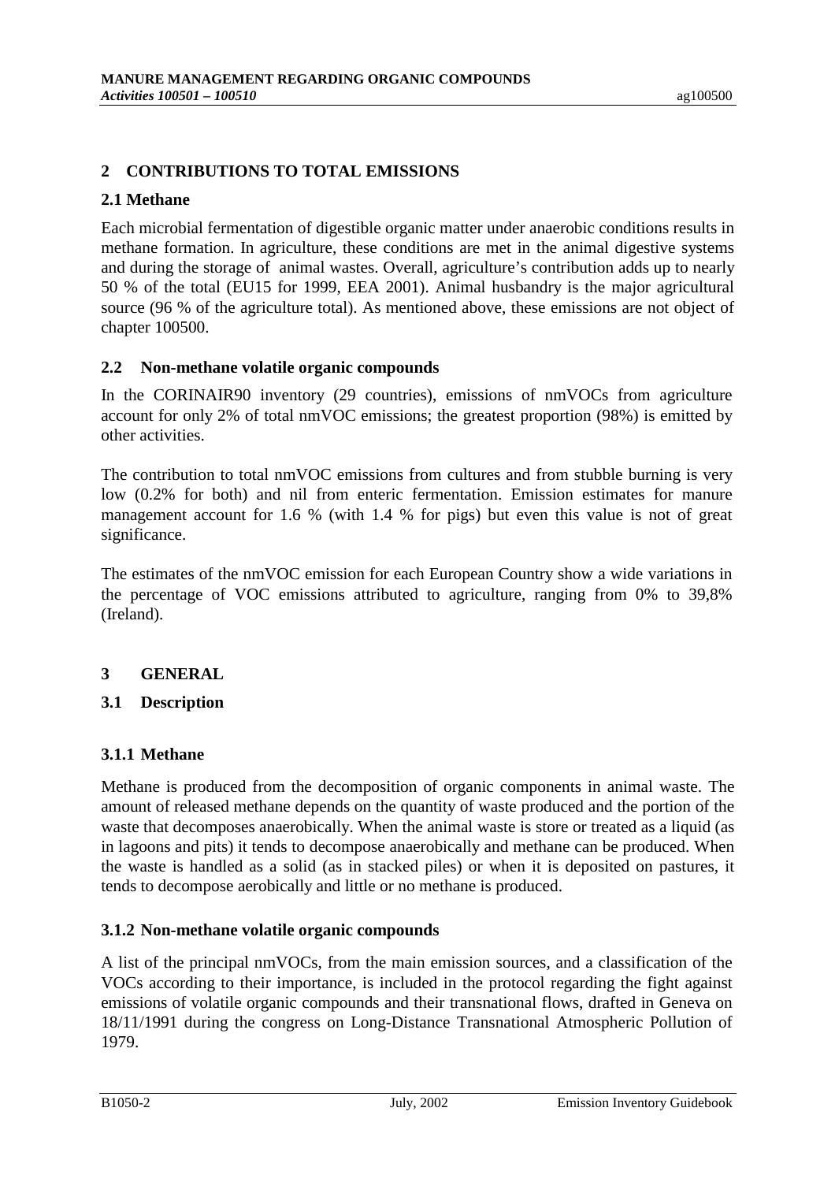## 2 CONTRIBUTIONS TO TOTAL EMISSIONS

### 2.1 Methane

Each microbial fermentation of digestible organic matter under anaerobic conditions results in methane formation. In agriculture, these conditions are met in the animal digestive systems and during the storage of animal wastes. Overall, agriculture's contribution adds up to nearly 50 % of the total (EU15 for 1999, EEA 2001). Animal husbandry is the major agricultural source (96 % of the agriculture total). As mentioned above, these emissions are not object of chapter 100500.

### 2.2 Non-methane volatile organic compounds

In the CORINAIR90 inventory (29 countries), emissions of nmVOCs from agriculture account for only 2% of total nmVOC emissions; the greatest proportion (98%) is emitted by other activities.

The contribution to total nmVOC emissions from cultures and from stubble burning is very low (0.2% for both) and nil from enteric fermentation. Emission estimates for manure management account for 1.6 % (with 1.4 % for pigs) but even this value is not of great significance.

The estimates of the nmVOC emission for each European Country show a wide variations in the percentage of VOC emissions attributed to agriculture, ranging from 0% to 39,8% (Ireland).

## 3 GENERAL

### 3.1 Description

#### 3.1.1 Methane

Methane is produced from the decomposition of organic components in animal waste. The amount of released methane depends on the quantity of waste produced and the portion of the waste that decomposes anaerobically. When the animal waste is store or treated as a liquid (as in lagoons and pits) it tends to decompose anaerobically and methane can be produced. When the waste is handled as a solid (as in stacked piles) or when it is deposited on pastures, it tends to decompose aerobically and little or no methane is produced.

#### 3.1.2 Non-methane volatile organic compounds

A list of the principal nmVOCs, from the main emission sources, and a classification of the VOCs according to their importance, is included in the protocol regarding the fight against emissions of volatile organic compounds and their transnational flows, drafted in Geneva on 18/11/1991 during the congress on Long-Distance Transnational Atmospheric Pollution of 1979.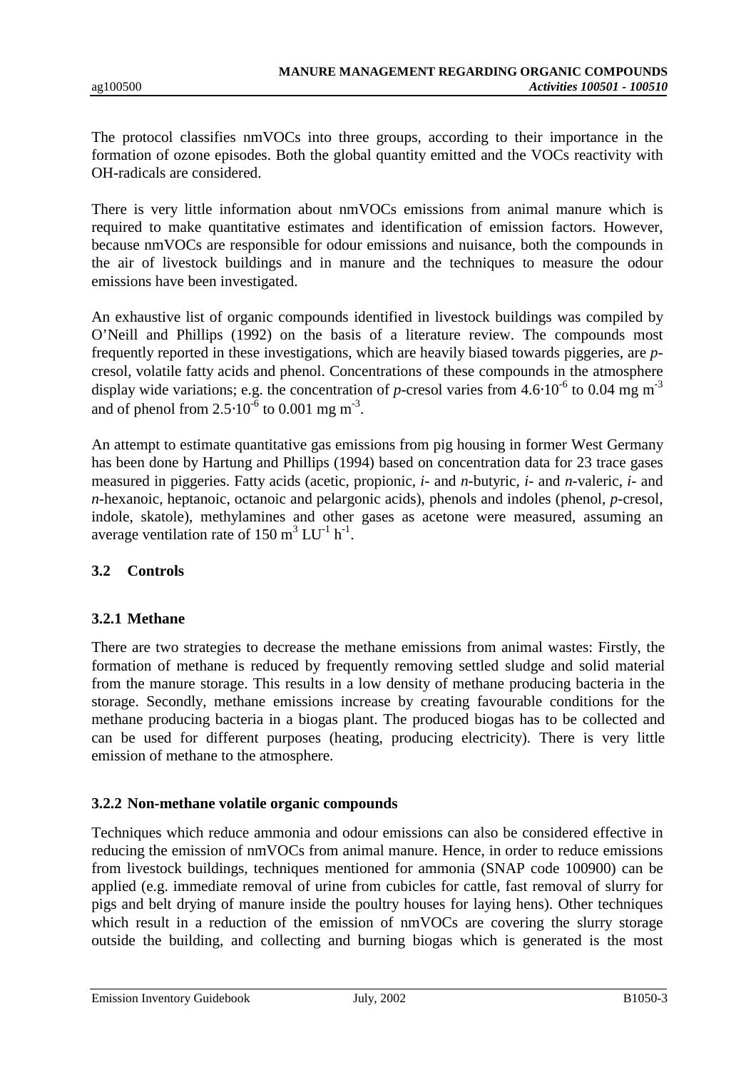The protocol classifies nmVOCs into three groups, according to their importance in the formation of ozone episodes. Both the global quantity emitted and the VOCs reactivity with OH-radicals are considered.

There is very little information about nmVOCs emissions from animal manure which is required to make quantitative estimates and identification of emission factors. However, because nmVOCs are responsible for odour emissions and nuisance, both the compounds in the air of livestock buildings and in manure and the techniques to measure the odour emissions have been investigated.

An exhaustive list of organic compounds identified in livestock buildings was compiled by O'Neill and Phillips (1992) on the basis of a literature review. The compounds most frequently reported in these investigations, which are heavily biased towards piggeries, are *p*-cresol, volatile fatty acids and phenol. Concentrations of these compounds in the atmosphere display wide variations; e.g. the concentration of *p*-cresol varies from $4.6 \cdot 10^{-6}$ to 0.04 mg $m^{-3}$ and of phenol from $2.5 \cdot 10^{-6}$ to 0.001 mg $m^{-3}$.

An attempt to estimate quantitative gas emissions from pig housing in former West Germany has been done by Hartung and Phillips (1994) based on concentration data for 23 trace gases measured in piggeries. Fatty acids (acetic, propionic, *i*- and *n*-butyric, *i*- and *n*-valeric, *i*- and *n*-hexanoic, heptanoic, octanoic and pelargonic acids), phenols and indoles (phenol, *p*-cresol, indole, skatole), methylamines and other gases as acetone were measured, assuming an average ventilation rate of 150 $m^3$ $LU^{-1}$ $h^{-1}$.

## 3.2 Controls

### 3.2.1 Methane

There are two strategies to decrease the methane emissions from animal wastes: Firstly, the formation of methane is reduced by frequently removing settled sludge and solid material from the manure storage. This results in a low density of methane producing bacteria in the storage. Secondly, methane emissions increase by creating favourable conditions for the methane producing bacteria in a biogas plant. The produced biogas has to be collected and can be used for different purposes (heating, producing electricity). There is very little emission of methane to the atmosphere.

### 3.2.2 Non-methane volatile organic compounds

Techniques which reduce ammonia and odour emissions can also be considered effective in reducing the emission of nmVOCs from animal manure. Hence, in order to reduce emissions from livestock buildings, techniques mentioned for ammonia (SNAP code 100900) can be applied (e.g. immediate removal of urine from cubicles for cattle, fast removal of slurry for pigs and belt drying of manure inside the poultry houses for laying hens). Other techniques which result in a reduction of the emission of nmVOCs are covering the slurry storage outside the building, and collecting and burning biogas which is generated is the most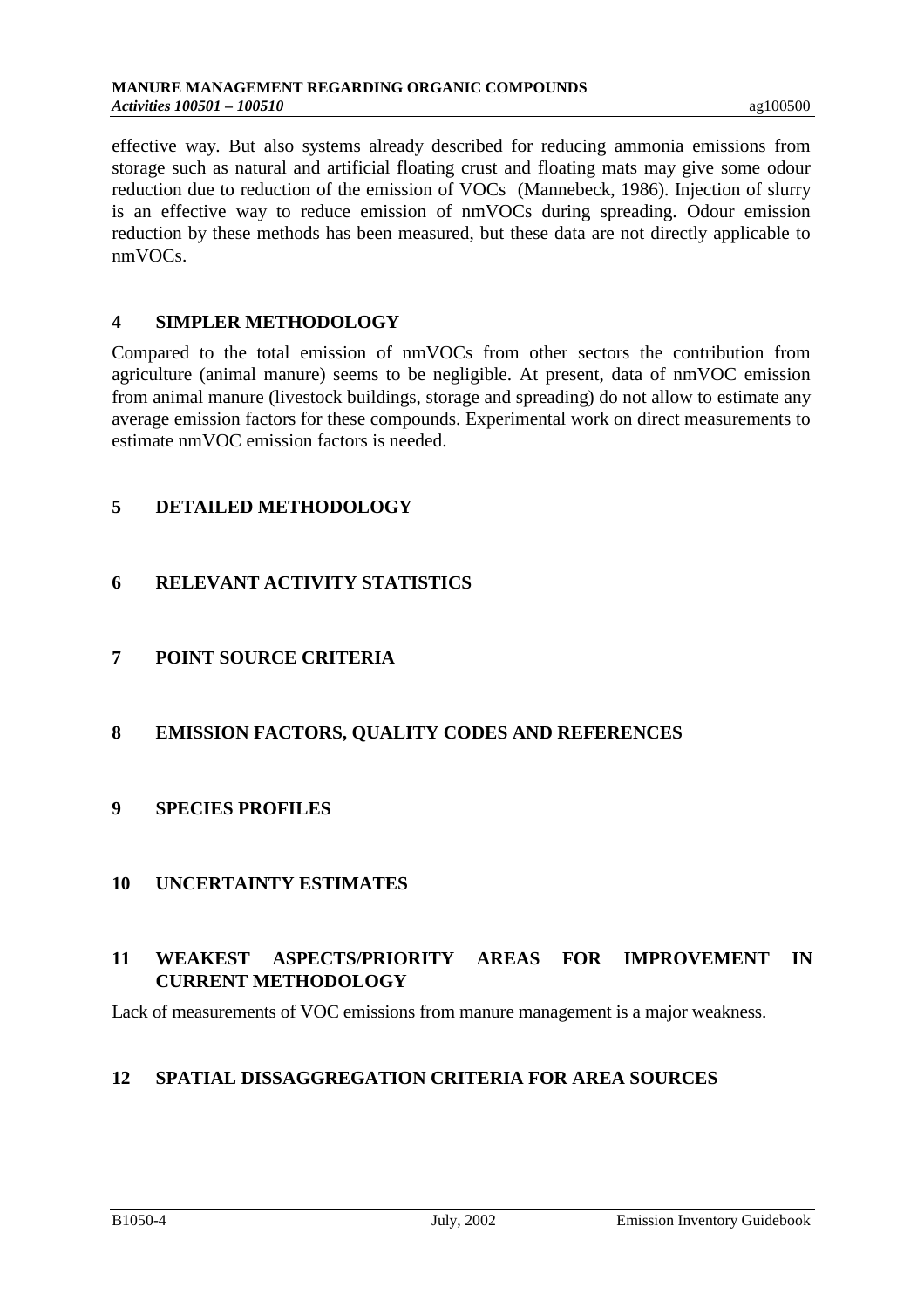effective way. But also systems already described for reducing ammonia emissions from storage such as natural and artificial floating crust and floating mats may give some odour reduction due to reduction of the emission of VOCs (Mannebeck, 1986). Injection of slurry is an effective way to reduce emission of nmVOCs during spreading. Odour emission reduction by these methods has been measured, but these data are not directly applicable to nmVOCs.

## 4 SIMPLER METHODOLOGY

Compared to the total emission of nmVOCs from other sectors the contribution from agriculture (animal manure) seems to be negligible. At present, data of nmVOC emission from animal manure (livestock buildings, storage and spreading) do not allow to estimate any average emission factors for these compounds. Experimental work on direct measurements to estimate nmVOC emission factors is needed.

## 5 DETAILED METHODOLOGY

## 6 RELEVANT ACTIVITY STATISTICS

## 7 POINT SOURCE CRITERIA

## 8 EMISSION FACTORS, QUALITY CODES AND REFERENCES

## 9 SPECIES PROFILES

## 10 UNCERTAINTY ESTIMATES

## 11 WEAKEST ASPECTS/PRIORITY AREAS FOR IMPROVEMENT IN CURRENT METHODOLOGY

Lack of measurements of VOC emissions from manure management is a major weakness.

## 12 SPATIAL DISSAGGREGATION CRITERIA FOR AREA SOURCES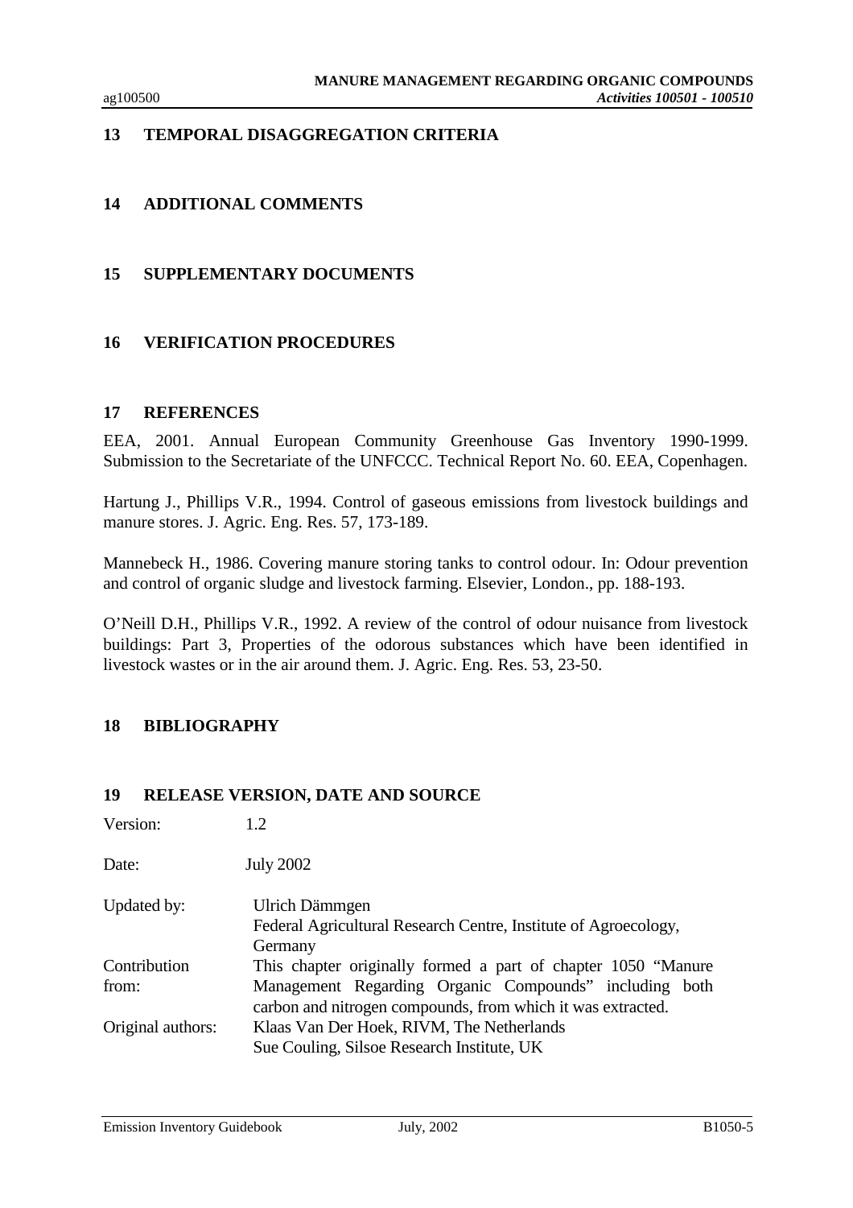## 13 TEMPORAL DISAGGREGATION CRITERIA

## 14 ADDITIONAL COMMENTS

## 15 SUPPLEMENTARY DOCUMENTS

## 16 VERIFICATION PROCEDURES

## 17 REFERENCES

EEA, 2001. Annual European Community Greenhouse Gas Inventory 1990-1999. Submission to the Secretariate of the UNFCCC. Technical Report No. 60. EEA, Copenhagen.

Hartung J., Phillips V.R., 1994. Control of gaseous emissions from livestock buildings and manure stores. J. Agric. Eng. Res. 57, 173-189.

Mannebeck H., 1986. Covering manure storing tanks to control odour. In: Odour prevention and control of organic sludge and livestock farming. Elsevier, London., pp. 188-193.

O'Neill D.H., Phillips V.R., 1992. A review of the control of odour nuisance from livestock buildings: Part 3, Properties of the odorous substances which have been identified in livestock wastes or in the air around them. J. Agric. Eng. Res. 53, 23-50.

## 18 BIBLIOGRAPHY

## 19 RELEASE VERSION, DATE AND SOURCE

| | |
|---|---|
| Version: | 1.2 |
| Date: | July 2002 |
| Updated by: | Ulrich Dämmgen<br>Federal Agricultural Research Centre, Institute of Agroecology, Germany |
| Contribution from: | This chapter originally formed a part of chapter 1050 "Manure Management Regarding Organic Compounds" including both carbon and nitrogen compounds, from which it was extracted. |
| Original authors: | Klaas Van Der Hoek, RIVM, The Netherlands<br>Sue Couling, Silsoe Research Institute, UK |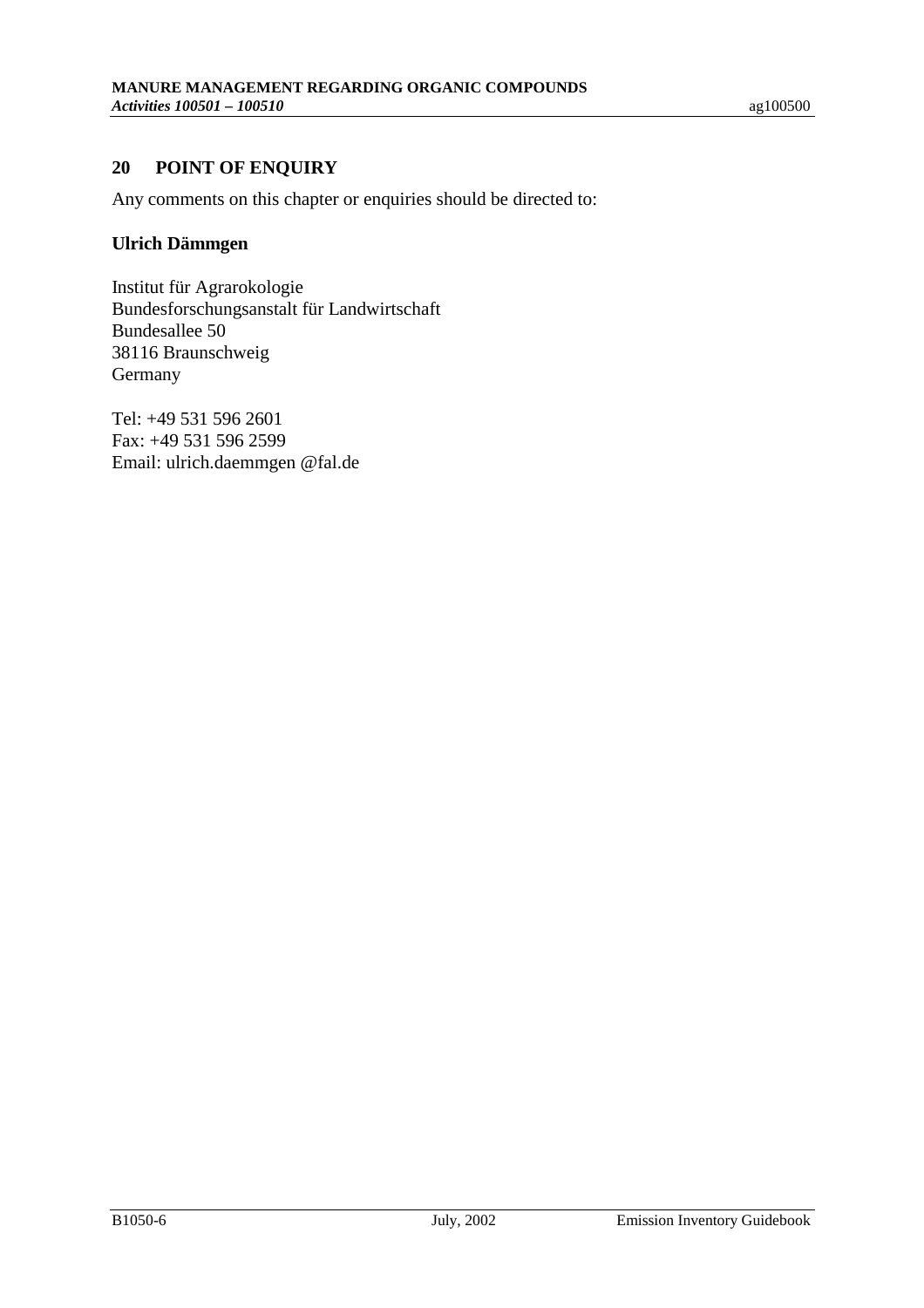## 20 POINT OF ENQUIRY

Any comments on this chapter or enquiries should be directed to:

**Ulrich Dämmgen**

Institut für Agrarokologie
Bundesforschungsanstalt für Landwirtschaft
Bundesallee 50
38116 Braunschweig
Germany

Tel: +49 531 596 2601
Fax: +49 531 596 2599
Email: ulrich.daemmgen @fal.de